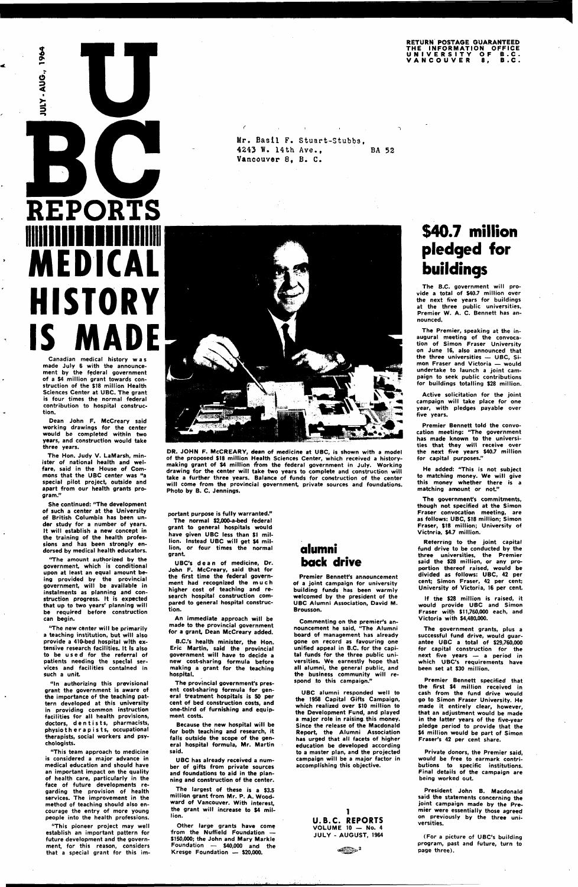JULY - AUG., 1964

# UBC REPORTS

RETURN POSTAGE GUARANTEED
THE INFORMATION OFFICE
UNIVERSITY OF B.C.
VANCOUVER 8, B.C.

Mr. Basil F. Stuart-Stubbs,
4243 W. 14th Ave., BA 52
Vancouver 8, B. C.

# MEDICAL HISTORY IS MADE

Canadian medical history was made July 6 with the announcement by the federal government of a $4 million grant towards construction of the $18 million Health Sciences Center at UBC. The grant is four times the normal federal contribution to hospital construction.

Dean John F. McCreary said working drawings for the center would be completed within two years, and construction would take three years.

The Hon. Judy V. LaMarsh, minister of national health and welfare, said in the House of Commons that the UBC center was "a special pilot project, outside and apart from our health grants program."

She continued: "The development of such a center at the University of British Columbia has been under study for a number of years. It will establish a new concept in the training of the health professions and has been strongly endorsed by medical health educators.

"The amount authorized by the government, which is conditional upon at least an equal amount being provided by the provincial government, will be available in instalments as planning and construction progress. It is expected that up to two years' planning will be required before construction can begin.

"The new center will be primarily a teaching institution, but will also provide a 410-bed hospital with extensive research facilities. It is also to be used for the referral of patients needing the special services and facilities contained in such a unit.

"In authorizing this provisional grant the government is aware of the importance of the teaching pattern developed at this university in providing common instruction facilities for all health provisions, doctors, dentists, pharmacists, physiotherapists, occupational therapists, social workers and psychologists.

"This team approach to medicine is considered a major advance in medical education and should have an important impact on the quality of health care, particularly in the face of future developments regarding the provision of health services. The improvement in the method of teaching should also encourage the entry of more young people into the health professions.

"This pioneer project may well establish an important pattern for future development and the government, for this reason, considers that a special grant for this important purpose is fully warranted."

The normal $2,000-a-bed federal grant to general hospitals would have given UBC less than $1 million. Instead UBC will get $4 million, or four times the normal grant.

UBC's dean of medicine, Dr. John F. McCreary, said that for the first time the federal government had recognized the much higher cost of teaching and research hospital construction compared to general hospital construction.

An immediate approach will be made to the provincial government for a grant, Dean McCreary added.

B.C.'s health minister, the Hon. Eric Martin, said the provincial government will have to decide a new cost-sharing formula before making a grant for the teaching hospital.

The provincial government's present cost-sharing formula for general treatment hospitals is 50 per cent of bed construction costs, and one-third of furnishing and equipment costs.

Because the new hospital will be for both teaching and research, it falls outside the scope of the general hospitals formula, Mr. Martin said.

UBC has already received a number of gifts from private sources and foundations to aid in the planning and construction of the center.

The largest of these is a $3.5 million grant from Mr. P. A. Woodward of Vancouver. With interest, the grant will increase to $4 million.

Other large grants have come from the Nuffield Foundation — $150,000; the John and Mary Markle Foundation — $40,000 and the Kresge Foundation — $20,000.

DR. JOHN F. McCREARY, dean of medicine at UBC, is shown with a model of the proposed $18 million Health Sciences Center, which received a history-making grant of $4 million from the federal government in July. Working drawing for the center will take two years to complete and construction will take a further three years. Balance of funds for construction of the center will come from the provincial government, private sources and foundations. Photo by B. C. Jennings.

## alumni back drive

Premier Bennett's announcement of a joint campaign for university building funds has been warmly welcomed by the president of the UBC Alumni Association, David M. Brousson.

Commenting on the premier's announcement he said, "The Alumni board of management has already gone on record as favouring one unified appeal in B.C. for the capital funds for the three public universities. We earnestly hope that all alumni, the general public, and the business community will respond to this campaign."

UBC alumni responded well to the 1958 Capital Gifts Campaign, which realized over $10 million to the Development Fund, and played a major role in raising this money. Since the release of the Macdonald Report, the Alumni Association has urged that all facets of higher education be developed according to a master plan, and the projected campaign will be a major factor in accomplishing this objective.

## $40.7 million pledged for buildings

The B.C. government will provide a total of $40.7 million over the next five years for buildings at the three public universities, Premier W. A. C. Bennett has announced.

The Premier, speaking at the inaugural meeting of the convocation of Simon Fraser University on June 16, also announced that the three universities — UBC, Simon Fraser and Victoria — would undertake to launch a joint campaign to seek public contributions for buildings totalling $28 million.

Active solicitation for the joint campaign will take place for one year, with pledges payable over five years.

Premier Bennett told the convocation meeting: "The government has made known to the universities that they will receive over the next five years $40.7 million for capital purposes."

He added: "This is not subject to matching money. We will give this money whether there is a matching amount or not."

The government's commitments, though not specified at the Simon Fraser convocation meeting, are as follows: UBC, $18 million; Simon Fraser, $18 million; University of Victoria, $4.7 million.

Referring to the joint capital fund drive to be conducted by the three universities, the Premier said the $28 million, or any proportion thereof raised, would be divided as follows: UBC, 42 per cent; Simon Fraser, 42 per cent; University of Victoria, 16 per cent.

If the $28 million is raised, it would provide UBC and Simon Fraser with $11,760,000 each, and Victoria with $4,480,000.

The government grants, plus a successful fund drive, would guarantee UBC a total of $29,760,000 for capital construction for the next five years — a period in which UBC's requirements have been set at $30 million.

Premier Bennett specified that the first $4 million received in cash from the fund drive would go to Simon Fraser University. He made it entirely clear, however, that an adjustment would be made in the latter years of the five-year pledge period to provide that the $4 million would be part of Simon Fraser's 42 per cent share.

Private donors, the Premier said, would be free to earmark contributions to specific institutions. Final details of the campaign are being worked out.

President John B. Macdonald said the statements concerning the joint campaign made by the Premier were essentially those agreed on previously by the three universities.

(For a picture of UBC's building program, past and future, turn to page three).

U.B.C. REPORTS
VOLUME 10 — No. 4
JULY - AUGUST, 1964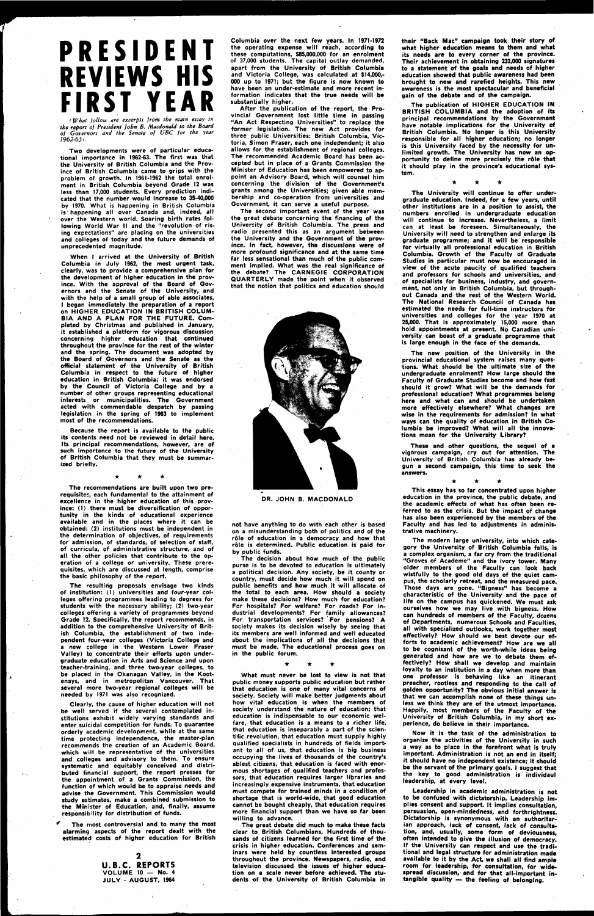# PRESIDENT REVIEWS HIS FIRST YEAR

*(What follow are excerpts from the main essay in the report of President John B. Macdonald to the Board of Governors and the Senate of UBC for the year 1962-63).*

Two developments were of particular educational importance in 1962-63. The first was that the University of British Columbia and the Province of British Columbia came to grips with the problem of growth. In 1961-1962 the total enrolment in British Columbia beyond Grade 12 was less than 17,000 students. Every prediction indicated that the number would increase to 35-40,000 by 1970. What is happening in British Columbia is happening all over Canada and, indeed, all over the Western world. Soaring birth rates following World War II and the "revolution of rising expectations" are placing on the universities and colleges of today and the future demands of unprecedented magnitude.

When I arrived at the University of British Columbia in July 1962, the most urgent task, clearly, was to provide a comprehensive plan for the development of higher education in the province. With the approval of the Board of Governors and the Senate of the University, and with the help of a small group of able associates, I began immediately the preparation of a report on **HIGHER EDUCATION IN BRITISH COLUMBIA AND A PLAN FOR THE FUTURE.** Completed by Christmas and published in January, it established a platform for vigorous discussion concerning higher education that continued throughout the province for the rest of the winter and the spring. The document was adopted by the Board of Governors and the Senate as the official statement of the University of British Columbia in respect to the future of higher education in British Columbia; it was endorsed by the Council of Victoria College and by a number of other groups representing educational interests or municipalities. The Government acted with commendable despatch by passing legislation in the spring of 1963 to implement most of the recommendations.

Because the report is available to the public its contents need not be reviewed in detail here. Its principal recommendations, however, are of such importance to the future of the University of British Columbia that they must be summarized briefly.

\* \* \*

The recommendations are built upon two prerequisites, each fundamental to the attainment of excellence in the higher education of this province: (1) there must be diversification of opportunity in the kinds of educational experience available and in the places where it can be obtained; (2) institutions must be independent in the determination of objectives, of requirements for admission, of standards, of selection of staff, of curricula, of administrative structure, and of all the other policies that contribute to the operation of a college or university. These prerequisites, which are discussed at length, comprise the basic philosophy of the report.

The resulting proposals envisage two kinds of institution: (1) universities and four-year colleges offering programmes leading to degrees for students with the necessary ability; (2) two-year colleges offering a variety of programmes beyond Grade 12. Specifically, the report recommends, in addition to the comprehensive University of British Columbia, the establishment of two independent four-year colleges (Victoria College and a new college in the Western Lower Fraser Valley) to concentrate their efforts upon undergraduate education in Arts and Science and upon teacher-training, and three two-year colleges, to be placed in the Okanagan Valley, in the Kootenays, and in metropolitan Vancouver. That several more two-year regional colleges will be needed by 1971 was also recognized.

Clearly, the cause of higher education will not be well served if the several contemplated institutions exhibit widely varying standards and enter suicidal competition for funds. To guarantee orderly academic development, while at the same time protecting independence, the master-plan recommends the creation of an Academic Board, which will be representative of the universities and colleges and advisory to them. To ensure systematic and equitably conceived and distributed financial support, the report presses for the appointment of a Grants Commission, the function of which would be to appraise needs and advise the Government. This Commission would study estimates, make a combined submission to the Minister of Education, and, finally, assume responsibility for distribution of funds.

The most controversial and to many the most alarming aspects of the report dealt with the estimated costs of higher education for British Columbia over the next few years. In 1971-1972 the operating expense will reach, according to these computations, $85,000,000 for an enrolment of 37,000 students. The capital outlay demanded, apart from the University of British Columbia and Victoria College, was calculated at $14,000,000 up to 1971; but the figure is now known to have been an under-estimate and more recent information indicates that the true needs will be substantially higher.

After the publication of the report, the Provincial Government lost little time in passing "An Act Respecting Universities" to replace the former legislation. The new Act provides for three public Universities: British Columbia, Victoria, Simon Fraser, each one independent; it also allows for the establishment of regional colleges. The recommended Academic Board has been accepted but in place of a Grants Commission the Minister of Education has been empowered to appoint an Advisory Board, which will counsel him concerning the division of the Government's grants among the Universities; given able membership and co-operation from universities and Government, it can serve a useful purpose.

The second important event of the year was the great debate concerning the financing of the University of British Columbia. The press and radio presented this as an argument between the University and the Government of the province. In fact, however, the discussions were of more profound significance and at the same time far less sensational than much of the public comment implied. What was the real significance of the debate? The **CARNEGIE CORPORATION QUARTERLY** made the point when it observed that the notion that politics and education should not have anything to do with each other is based on a misunderstanding both of politics and of the rôle of education in a democracy and how that rôle is determined. Public education is paid for by public funds.

DR. JOHN B. MACDONALD

The decision about how much of the public purse is to be devoted to education is ultimately a political decision. Any society, be it county or country, must decide how much it will spend on public benefits and how much it will allocate of the total to each area. How should a society make these decisions? How much for education? For hospitals? For welfare? For roads? For industrial developments? For family allowances? For transportation services? For pensions? A society makes its decision wisely by seeing that its members are well informed and well educated about the implications of all the decisions that must be made. The educational process goes on in the public forum.

\* \* \*

What must never be lost to view is not that public money supports public education but rather that education is one of many vital concerns of society. Society will make better judgments about how vital education is when the members of society understand the nature of education; that education is indispensable to our economic welfare, that education is a means to a richer life, that education is inseparably a part of the scientific revolution, that education must supply highly qualified specialists in hundreds of fields important to all of us, that education is big business occupying the lives of thousands of the country's ablest citizens, that education is faced with enormous shortages of qualified teachers and professors, that education requires larger libraries and increasingly expensive instruments, that education must compete for trained minds in a condition of shortage that is world-wide, that good education cannot be bought cheaply, that education requires more financial support than we have so far been willing to advance.

The great debate did much to make these facts clear to British Columbians. Hundreds of thousands of citizens learned for the first time of the crisis in higher education. Conferences and seminars were held by countless interested groups throughout the province. Newspapers, radio, and television discussed the issues of higher education on a scale never before achieved. The students of the University of British Columbia in their "Back Mac" campaign took their story of what higher education means to them and what its needs are to every corner of the province. Their achievement in obtaining 232,000 signatures to a statement of the goals and needs of higher education showed that public awareness had been brought to new and rarefied heights. This new awareness is the most spectacular and beneficial gain of the debate and of the campaign.

The publication of **HIGHER EDUCATION IN BRITISH COLUMBIA** and the adoption of its principal recommendations by the Government have notable implications for the University of British Columbia. No longer is this University responsible for all higher education; no longer is this University faced by the necessity for unlimited growth. The University has now an opportunity to define more precisely the rôle that it should play in the province's educational system.

\* \* \*

The University will continue to offer undergraduate education. Indeed, for a few years, until other institutions are in a position to assist, the numbers enrolled in undergraduate education will continue to increase. Nevertheless, a limit can at least be foreseen. Simultaneously, the University will need to strengthen and enlarge its graduate programme; and it will be responsible for virtually all professional education in British Columbia. Growth of the Faculty of Graduate Studies in particular must now be encouraged in view of the acute paucity of qualified teachers and professors for schools and universities, and of specialists for business, industry, and government, not only in British Columbia, but throughout Canada and the rest of the Western World. The National Research Council of Canada has estimated the needs for full-time instructors for universities and colleges for the year 1970 at 25,000. That is approximately 15,000 more than hold appointments at present. No Canadian university can boast of a graduate programme that is large enough in the face of the demands.

The new position of the University in the provincial educational system raises many questions. What should be the ultimate size of the undergraduate enrolment? How large should the Faculty of Graduate Studies become and how fast should it grow? What will be the demands for professional education? What programmes belong here and what can and should be undertaken more effectively elsewhere? What changes are wise in the requirements for admission? In what ways can the quality of education in British Columbia be improved? What will all the innovations mean for the University Library?

These and other questions, the sequel of a vigorous campaign, cry out for attention. The University of British Columbia has already begun a second campaign, this time to seek the answers.

\* \* \*

This essay has so far concentrated upon higher education in the province, the public debate, and the academic effects of what has often been referred to as the crisis. But the impact of change has also been experienced by the members of the Faculty and has led to adjustments in administrative machinery.

The modern large university, into which category the University of British Columbia falls, is a complex organism, a far cry from the traditional "Groves of Academe" and the ivory tower. Many older members of the Faculty can look back wistfully to the good old days of the quiet campus, the scholarly retreat, and the measured pace. Those days are gone. "Bigness" has become a characteristic of the University and the pace of life on the campus has quickened. We must ask ourselves how we may live with bigness. How can hundreds of members of the Faculty, dozens of Departments, numerous Schools and Faculties, all with specialized outlooks, work together most effectively? How should we best devote our efforts to academic achievement? How are we all to be cognisant of the worth-while ideas being generated and how are we to debate them effectively? How shall we develop and maintain loyalty to an institution in a day when more than one professor is behaving like an itinerant preacher, rootless and responding to the call of golden opportunity? The obvious initial answer is that we can accomplish none of these things unless we think they are of the utmost importance. Happily, most members of the Faculty of the University of British Columbia, in my short experience, do believe in their importance.

Now it is the task of the administration to organize the activities of the University in such a way as to place in the forefront what is truly important. Administration is not an end in itself; it should have no independent existence; it should be the servant of the primary goals. I suggest that the key to good administration is individaul leadership, at every level.

Leadership in academic administration is not to be confused with dictatorship. Leadership implies consent and support. It implies consultation, persuasion, open-mindedness, and forthrightness. Dictatorship is synonymous with an authoritarian approach, lack of consent, lack of consultation, and, usually, some form of deviousness, often intended to give the illusion of democracy. If the University can respect and use the traditional and legal structure for administration made available to it by the Act, we shall all find ample room for leadership, for consultation, for widespread discussion, and for that all-important intangible quality — the feeling of belonging.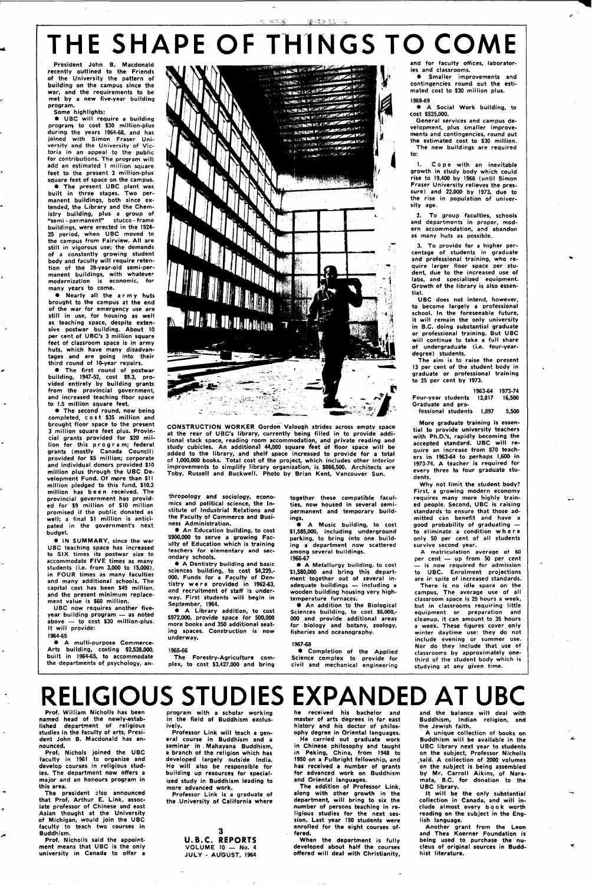# THE SHAPE OF THINGS TO COME

President John B. Macdonald recently outlined to the Friends of the University the pattern of building on the campus since the war, and the requirements to be met by a new five-year building program.

Some highlights:

● UBC will require a building program to cost $30 million-plus during the years 1964-68, and has joined with Simon Fraser University and the University of Victoria in an appeal to the public for contributions. The program will add an estimated 1 million square feet to the present 3 million-plus square feet of space on the campus.

● The present UBC plant was built in three stages. Two permanent buildings, both since extended, the Library and the Chemistry building, plus a group of "semi-permanent" stucco-frame buildings, were erected in the 1924-25 period, when UBC moved to the campus from Fairview. All are still in vigorous use; the demands of a constantly growing student body and faculty will require retention of the 39-year-old semi-permanent buildings, with whatever modernization is economic, for many years to come.

● Nearly all the army huts brought to the campus at the end of the war for emergency use are still in use, for housing as well as teaching space, despite extensive postwar building. About 10 per cent of UBC's 3 million square feet of classroom space is in army huts, which have many disadvantages and are going into their third round of 10-year repairs.

● The first round of postwar building, 1947-52, cost $9.3, provided entirely by building grants from the provincial government, and increased teaching floor space to 1.5 million square feet.

● The second round, now being completed, cost $35 million and brought floor space to the present 3 million square feet plus. Provincial grants provided for $20 million for this program; federal grants (mostly Canada Council) provided for $5 million; corporate and individual donors provided $10 million plus through the UBC Development Fund. Of more than $11 million pledged to this fund, $10.3 million has been received. The provincial government has provided for $9 million of $10 million promised if the public donated as well; a final $1 million is anticipated in the government's next budget.

● IN SUMMARY, since the war UBC teaching space has increased to SIX times its postwar size to accommodate FIVE times as many students (i.e. from 3,000 to 15,000), in FOUR times as many faculties and many additional schools. The capital cost has been $45 million, and the present minimum replacement value is $60 million.

UBC now requires another five-year building program — as noted above — to cost $30 million-plus. It will provide:

1964-65

● A multi-purpose Commerce-Arts building, costing $2,538,000, built in 1964-65, to accommodate the departments of psychology, anthropology and sociology, economics and political science, the Institute of Industrial Relations and the Faculty of Commerce and Business Administration.

● An Education building, to cost $900,000 to serve a growing Faculty of Education which is training teachers for elementary and secondary schools.

● A Dentistry building and basic sciences building, to cost $4,229,000. Funds for a Faculty of Dentistry were provided in 1962-63, and recruitment of staff is underway. First students will begin in September, 1964.

● A Library addition, to cost $972,000, provide space for 500,000 more books and 350 additional seating spaces. Construction is now underway.

1965-66

The Forestry-Agriculture complex, to cost $3,427,000 and bring together these compatible faculties, now housed in several semi-permanent and temporary buildings.

● A Music building, to cost $1,585,000, including underground parking, to bring into one building a department now scattered among several buildings.

1966-67

● A Metallurgy building, to cost $1,580,000 and bring this department together out of several inadequate buildings — including a wooden building housing very high-temperature furnaces.

● An addition to the Biological Sciences building, to cost $6,000,000 and provide additional areas for biology and botany, zoology, fisheries and oceanography.

1967-68

● Completion of the Applied Science complex to provide for civil and mechanical engineering and for faculty offices, laboratories and classrooms.

● Smaller improvements and contingencies round out the estimated cost to $30 million plus.

1968-69

● A Social Work building, to cost $525,000.

General services and campus development, plus smaller improvements and contingencies, round out the estimated cost to $30 million.

The new buildings are required to:

1. Cope with an inevitable growth in study body which could rise to 19,400 by 1966 (until Simon Fraser University relieves the pressure) and 22,000 by 1973, due to the rise in population of university age.

2. To group faculties, schools and departments in proper, modern accommodation, and abandon as many huts as possible.

3. To provide for a higher percentage of students in graduate and professional training, who require larger floor space per student, due to the increased use of labs, and specialized equipment. Growth of the library is also essential.

UBC does not intend, however, to become largely a professional school. In the foreseeable future, it will remain the only university in B.C. doing substantial graduate or professional training. But UBC will continue to take a full share of undergraduate (i.e. four-year-degree) students.

The aim is to raise the present 13 per cent of the student body in graduate or professional training to 25 per cent by 1973.

| | 1963-64 | 1973-74 |
|---|---|---|
| Four-year students | 12,817 | 16,500 |
| Graduate and professional students | 1,897 | 5,500 |

More graduate training is essential to provide university teachers with Ph.D.'s, rapidly becoming the accepted standard. UBC will require an increase from 870 teachers in 1963-64 to perhaps 1,600 in 1973-74. A teacher is required for every three to four graduate students.

Why not limit the student body? First, a growing modern economy requires many more highly trained people. Second, UBC is raising standards to ensure that those admitted can benefit and have a good probability of graduating — to eliminate a condition where only 50 per cent of all students survive second year.

A matriculation average of 60 per cent — up from 50 per cent — is now required for admission to UBC. Enrolment projections are in spite of increased standards.

There is no idle space on the campus. The average use of all classroom space is 25 hours a week, but in classrooms requiring little equipment or preparation and cleanup, it can amount to 35 hours a week. These figures cover only winter daytime use: they do not include evening or summer use. Nor do they include that use of classrooms by approximately one-third of the student body which is studying at any given time.

CONSTRUCTION WORKER Gordon Valough strides across empty space at the rear of UBC's library, currently being filled in to provide additional stack space, reading room accommodation, and private reading and study cubicles. An additional 44,000 square feet of floor space will be added to the library, and shelf space increased to provide for a total of 1,000,000 books. Total cost of the project, which includes other interior improvements to simplify library organization, is $866,500. Architects are Toby, Russell and Buckwell. Photo by Brian Kent, Vancouver Sun.

# RELIGIOUS STUDIES EXPANDED AT UBC

Prof. William Nicholls has been named head of the newly-established department of religious studies in the faculty of arts, President John B. Macdonald has announced.

Prof. Nichols joined the UBC faculty in 1961 to organize and develop courses in religious studies. The department now offers a major and an honours program in this area.

The president also announced that Prof. Arthur E. Link, associate professor of Chinese and east Asian thought at the University of Michigan, would join the UBC faculty to teach two courses in Buddhism.

Prof. Nicholls said the appointment means that UBC is the only university in Canada to offer a program with a scholar working in the field of Buddhism exclusively.

Professor Link will teach a general course in Buddhism and a seminar in Mahayana Buddhism, a branch of the religion which has developed largely outside India. He will also be responsible for building up resources for specialized study in Buddhism leading to more advanced work.

Professor Link is a graduate of the University of California where he received his bachelor and master of arts degrees in far east history and his doctor of philosophy degree in Oriental languages.

He carried out graduate work in Chinese philosophy and taught in Peking, China, from 1948 to 1950 on a Fulbright fellowship, and has received a number of grants for advanced work on Buddhism and Oriental languages.

The addition of Professor Link, along with other growth in the department, will bring to six the number of persons teaching in religious studies for the next session. Last year 150 students were enrolled for the eight courses offered.

When the department is fully developed about half the courses offered will deal with Christianity, and the balance will deal with Buddhism, Indian religion, and the Jewish faith.

A unique collection of books on Buddhism will be available in the UBC library next year to students on the subject, Professor Nicholls said. A collection of 2000 volumes on the subject is being assembled by Mr. Carroll Aikins, of Naramata, B.C. for donation to the UBC library.

It will be the only substantial collection in Canada, and will include almost every book worth reading on the subject in the English language.

Another grant from the Leon and Thea Koerner Foundation is being used to purchase the nucleus of original sources in Buddhist literature.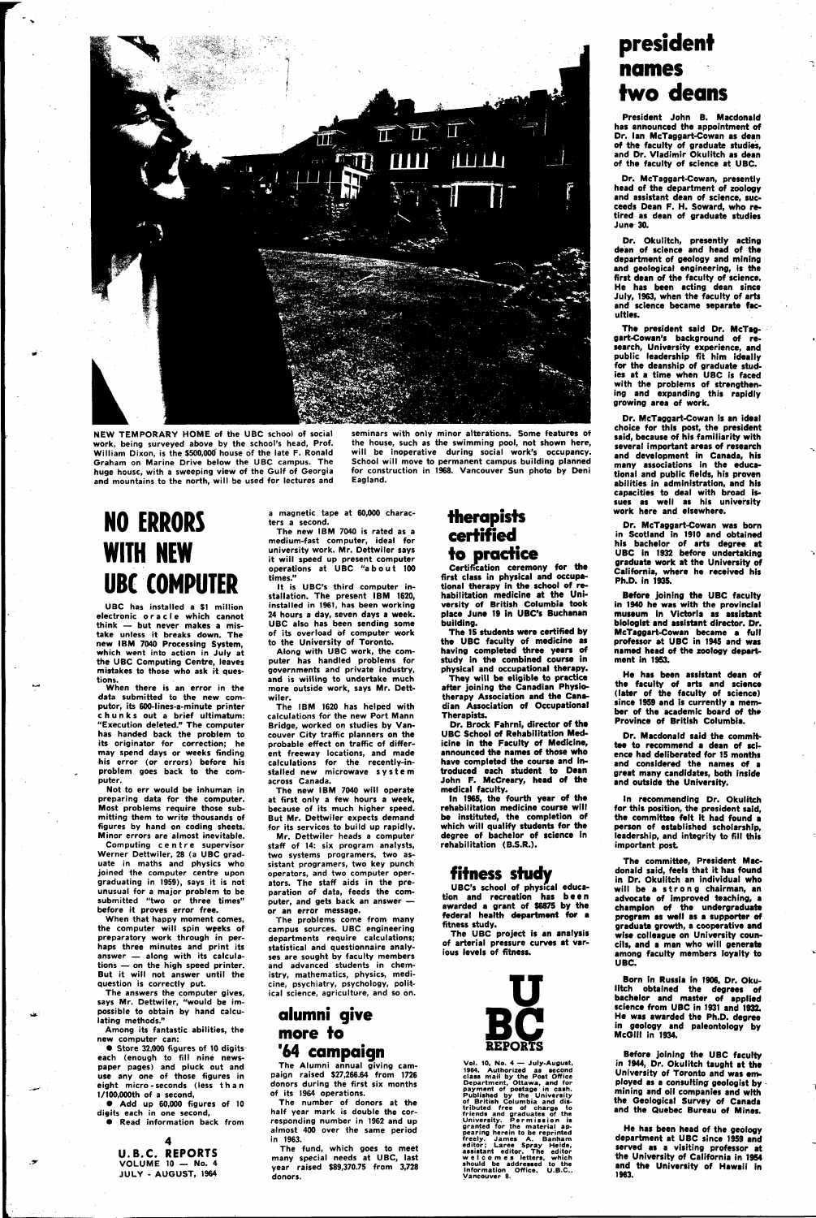NEW TEMPORARY HOME of the UBC school of social work, being surveyed above by the school's head, Prof. William Dixon, is the $500,000 house of the late F. Ronald Graham on Marine Drive below the UBC campus. The huge house, with a sweeping view of the Gulf of Georgia and mountains to the north, will be used for lectures and seminars with only minor alterations. Some features of the house, such as the swimming pool, not shown here, will be inoperative during social work's occupancy. School will move to permanent campus building planned for construction in 1968. Vancouver Sun photo by Deni Eagland.

# NO ERRORS WITH NEW UBC COMPUTER

UBC has installed a $1 million electronic oracle which cannot think — but never makes a mistake unless it breaks down. The new IBM 7040 Processing System, which went into action in July at the UBC Computing Centre, leaves mistakes to those who ask it questions.

When there is an error in the data submitted to the new computor, its 600-lines-a-minute printer chunks out a brief ultimatum: "Execution deleted." The computer has handed back the problem to its originator for correction; he may spend days or weeks finding his error (or errors) before his problem goes back to the computer.

Not to err would be inhuman in preparing data for the computer. Most problems require those submitting them to write thousands of figures by hand on coding sheets. Minor errors are almost inevitable.

Computing centre supervisor Werner Dettwiler, 28 (a UBC graduate in maths and physics who joined the computer centre upon graduating in 1959), says it is not unusual for a major problem to be submitted "two or three times" before it proves error free.

When that happy moment comes, the computer will spin weeks of preparatory work through in perhaps three minutes and print its answer — along with its calculations — on the high speed printer. But it will not answer until the question is correctly put.

The answers the computer gives, says Mr. Dettwiler, "would be impossible to obtain by hand calculating methods."

Among its fantastic abilities, the new computer can:

- Store 32,000 figures of 10 digits each (enough to fill nine newspaper pages) and pluck out and use any one of those figures in eight micro-seconds (less than 1/100,000th of a second,
- Add up 60,000 figures of 10 digits each in one second,
- Read information back from a magnetic tape at 60,000 characters a second.

The new IBM 7040 is rated as a medium-fast computer, ideal for university work. Mr. Dettwiler says it will speed up present computer operations at UBC "about 100 times."

It is UBC's third computer installation. The present IBM 1620, installed in 1961, has been working 24 hours a day, seven days a week. UBC also has been sending some of its overload of computer work to the University of Toronto.

Along with UBC work, the computer has handled problems for governments and private industry, and is willing to undertake much more outside work, says Mr. Dettwiler.

The IBM 1620 has helped with calculations for the new Port Mann Bridge, worked on studies by Vancouver City traffic planners on the probable effect on traffic of different freeway locations, and made calculations for the recently-installed new microwave system across Canada.

The new IBM 7040 will operate at first only a few hours a week, because of its much higher speed. But Mr. Dettwiler expects demand for its services to build up rapidly.

Mr. Dettwiler heads a computer staff of 14: six program analysts, two systems programers, two assistant programers, two key punch operators, and two computer operators. The staff aids in the preparation of data, feeds the computer, and gets back an answer — or an error message.

The problems come from many campus sources. UBC engineering departments require calculations; statistical and questionnaire analyses are sought by faculty members and advanced students in chemistry, mathematics, physics, medicine, psychiatry, psychology, political science, agriculture, and so on.

## alumni give more to '64 campaign

The Alumni annual giving campaign raised $27,266.64 from 1726 donors during the first six months of its 1964 operations.

The number of donors at the half year mark is double the corresponding number in 1962 and up almost 400 over the same period in 1963.

The fund, which goes to meet many special needs at UBC, last year raised $89,370.75 from 3,728 donors.

## therapists certified to practice

Certification ceremony for the first class in physical and occupational therapy in the school of rehabilitation medicine at the University of British Columbia took place June 19 in UBC's Buchanan building.

The 15 students were certified by the UBC faculty of medicine as having completed three years of study in the combined course in physical and occupational therapy.

They will be eligible to practice after joining the Canadian Physiotherapy Association and the Canadian Association of Occupational Therapists.

Dr. Brock Fahrni, director of the UBC School of Rehabilitation Medicine in the Faculty of Medicine, announced the names of those who have completed the course and introduced each student to Dean John F. McCreary, head of the medical faculty.

In 1965, the fourth year of the rehabilitation medicine course will be instituted, the completion of which will qualify students for the degree of bachelor of science in rehabilitation (B.S.R.).

## fitness study

UBC's school of physical education and recreation has been awarded a grant of $6875 by the federal health department for a fitness study.

The UBC project is an analysis of arterial pressure curves at various levels of fitness.

UBC REPORTS

Vol. 10, No. 4 — July-August, 1964. Authorized as second class mail by the Post Office Department, Ottawa, and for payment of postage in cash. Published by the University of British Columbia and distributed free of charge to friends and graduates of the University. Permission is granted for the material appearing herein to be reprinted freely. James A. Banham editor; Laree Spray Heide, assistant editor. The editor welcomes letters, which should be addressed to the Information Office, U.B.C., Vancouver 8.

# president names two deans

President John B. Macdonald has announced the appointment of Dr. Ian McTaggart-Cowan as dean of the faculty of graduate studies, and Dr. Vladimir Okulitch as dean of the faculty of science at UBC.

Dr. McTaggart-Cowan, presently head of the department of zoology and assistant dean of science, succeeds Dean F. H. Soward, who retired as dean of graduate studies June 30.

Dr. Okulitch, presently acting dean of science and head of the department of geology and mining and geological engineering, is the first dean of the faculty of science. He has been acting dean since July, 1963, when the faculty of arts and science became separate faculties.

The president said Dr. McTaggart-Cowan's background of research, University experience, and public leadership fit him ideally for the deanship of graduate studies at a time when UBC is faced with the problems of strengthening and expanding this rapidly growing area of work.

Dr. McTaggart-Cowan is an ideal choice for this post, the president said, because of his familiarity with several important areas of research and development in Canada, his many associations in the educational and public fields, his proven abilities in administration, and his capacities to deal with broad issues as well as his university work here and elsewhere.

Dr. McTaggart-Cowan was born in Scotland in 1910 and obtained his bachelor of arts degree at UBC in 1932 before undertaking graduate work at the University of California, where he received his Ph.D. in 1935.

Before joining the UBC faculty in 1940 he was with the provincial museum in Victoria as assistant biologist and assistant director. Dr. McTaggart-Cowan became a full professor at UBC in 1945 and was named head of the zoology department in 1953.

He has been assistant dean of the faculty of arts and science (later of the faculty of science) since 1959 and is currently a member of the academic board of the Province of British Columbia.

Dr. Macdonald said the committee to recommend a dean of science had deliberated for 15 months and considered the names of a great many candidates, both inside and outside the University.

In recommending Dr. Okulitch for this position, the president said, the committee felt it had found a person of established scholarship, leadership, and integrity to fill this important post.

The committee, President Macdonald said, feels that it has found in Dr. Okulitch an individual who will be a strong chairman, an advocate of improved teaching, a champion of the undergraduate program as well as a supporter of graduate growth, a cooperative and wise colleague on University councils, and a man who will generate among faculty members loyalty to UBC.

Born in Russia in 1906, Dr. Okulitch obtained the degrees of bachelor and master of applied science from UBC in 1931 and 1932. He was awarded the Ph.D. degree in geology and paleontology by McGill in 1934.

Before joining the UBC faculty in 1944, Dr. Okulitch taught at the University of Toronto and was employed as a consulting geologist by mining and oil companies and with the Geological Survey of Canada and the Quebec Bureau of Mines.

He has been head of the geology department at UBC since 1959 and served as a visiting professor at the University of California in 1954 and the University of Hawaii in 1963.